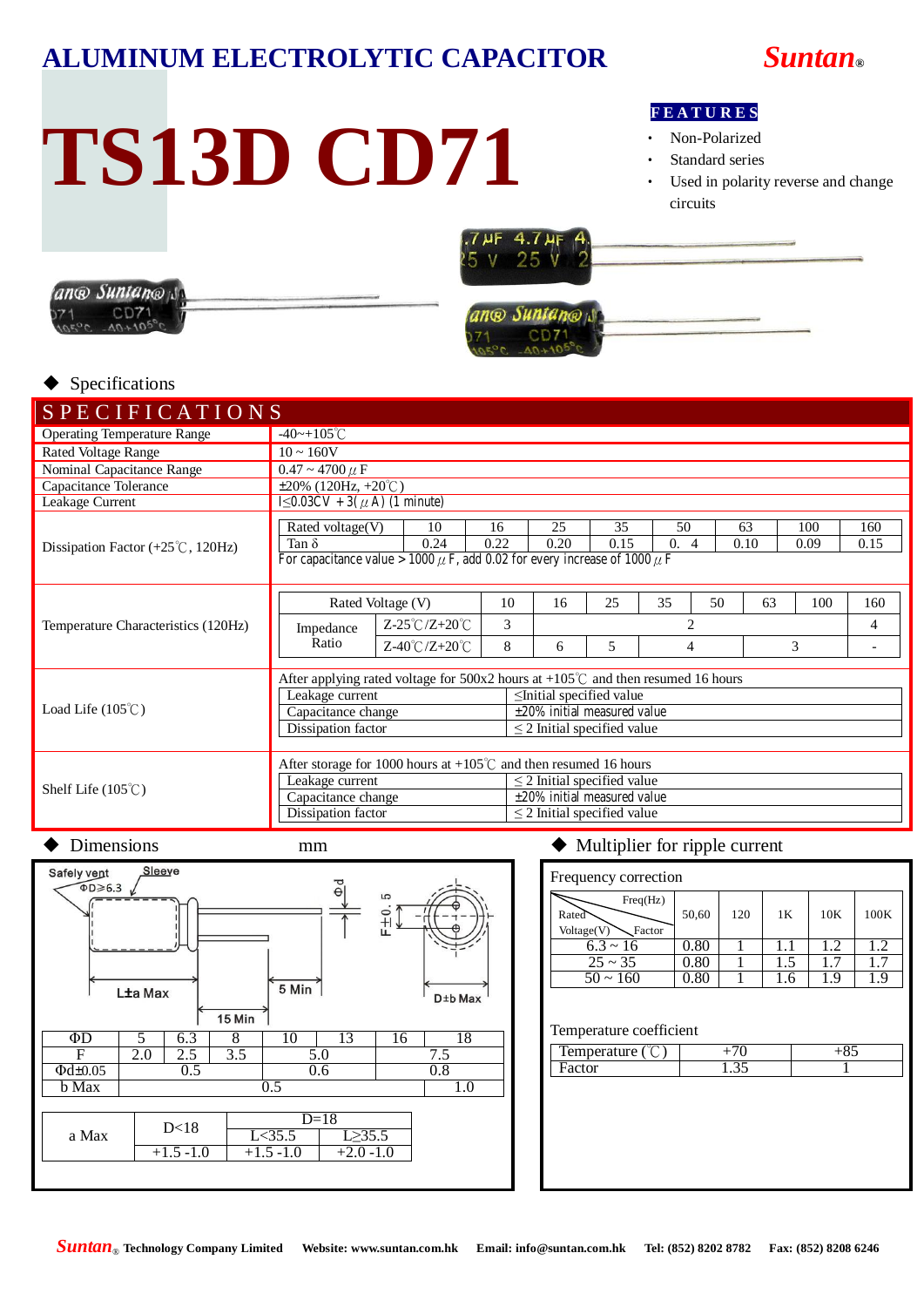# ALUMINUM ELECTROLYTIC CAPACITOR

**Suntan®**

# TS13D CD71

**FEATURES**

- Non-Polarized
- Standard series
- Used in polarity reverse and change circuits

◆ Specifications

## SPECIFICATIONS

| | |
|---|---|
| Operating Temperature Range | -40~+105℃ |
| Rated Voltage Range | 10 ~ 160V |
| Nominal Capacitance Range | 0.47 ~ 4700 μF |
| Capacitance Tolerance | ±20% (120Hz, +20℃) |
| Leakage Current | I≤0.03CV +3(μA) (1 minute) |

**Dissipation Factor (+25℃, 120Hz)**

| Rated voltage(V) | 10 | 16 | 25 | 35 | 50 | 63 | 100 | 160 |
|---|---|---|---|---|---|---|---|---|
| Tan δ | 0.24 | 0.22 | 0.20 | 0.15 | 0. 4 | 0.10 | 0.09 | 0.15 |

For capacitance value＞1000μF, add 0.02 for every increase of 1000μF

**Temperature Characteristics (120Hz)**

| Rated Voltage (V) | | 10 | 16 | 25 | 35 | 50 | 63 | 100 | 160 |
|---|---|---|---|---|---|---|---|---|---|
| Impedance Ratio | Z-25℃/Z+20℃ | 3 | 2 | | | | | | 4 |
| | Z-40℃/Z+20℃ | 8 | 6 | 5 | 4 | | 3 | | - |

**Load Life (105℃)**

After applying rated voltage for 500x2 hours at +105℃ and then resumed 16 hours

| | |
|---|---|
| Leakage current | ≤Initial specified value |
| Capacitance change | ±20% initial measured value |
| Dissipation factor | ≤2 Initial specified value |

**Shelf Life (105℃)**

After storage for 1000 hours at +105℃ and then resumed 16 hours

| | |
|---|---|
| Leakage current | ≤2 Initial specified value |
| Capacitance change | ±20% initial measured value |
| Dissipation factor | ≤2 Initial specified value |

◆ Dimensions mm

Safely vent ΦD≥6.3, Sleeve, Φd, F±0.5, L±a Max, 15 Min, 5 Min, D±b Max

| ΦD | 5 | 6.3 | 8 | 10 | 13 | 16 | 18 |
|---|---|---|---|---|---|---|---|
| F | 2.0 | 2.5 | 3.5 | 5.0 | | 7.5 | |
| Φd±0.05 | | 0.5 | | 0.6 | | 0.8 | |
| b Max | | | | 0.5 | | | 1.0 |

| a Max | D<18 | D=18 | |
|---|---|---|---|
| | | L<35.5 | L≥35.5 |
| | +1.5 -1.0 | +1.5 -1.0 | +2.0 -1.0 |

◆ Multiplier for ripple current

Frequency correction

| Rated Voltage(V) \ Freq(Hz) Factor | 50,60 | 120 | 1K | 10K | 100K |
|---|---|---|---|---|---|
| 6.3 ~ 16 | 0.80 | 1 | 1.1 | 1.2 | 1.2 |
| 25 ~ 35 | 0.80 | 1 | 1.5 | 1.7 | 1.7 |
| 50 ~ 160 | 0.80 | 1 | 1.6 | 1.9 | 1.9 |

Temperature coefficient

| Temperature (℃) | +70 | +85 |
|---|---|---|
| Factor | 1.35 | 1 |

Suntan® Technology Company Limited Website: www.suntan.com.hk Email: info@suntan.com.hk Tel: (852) 8202 8782 Fax: (852) 8208 6246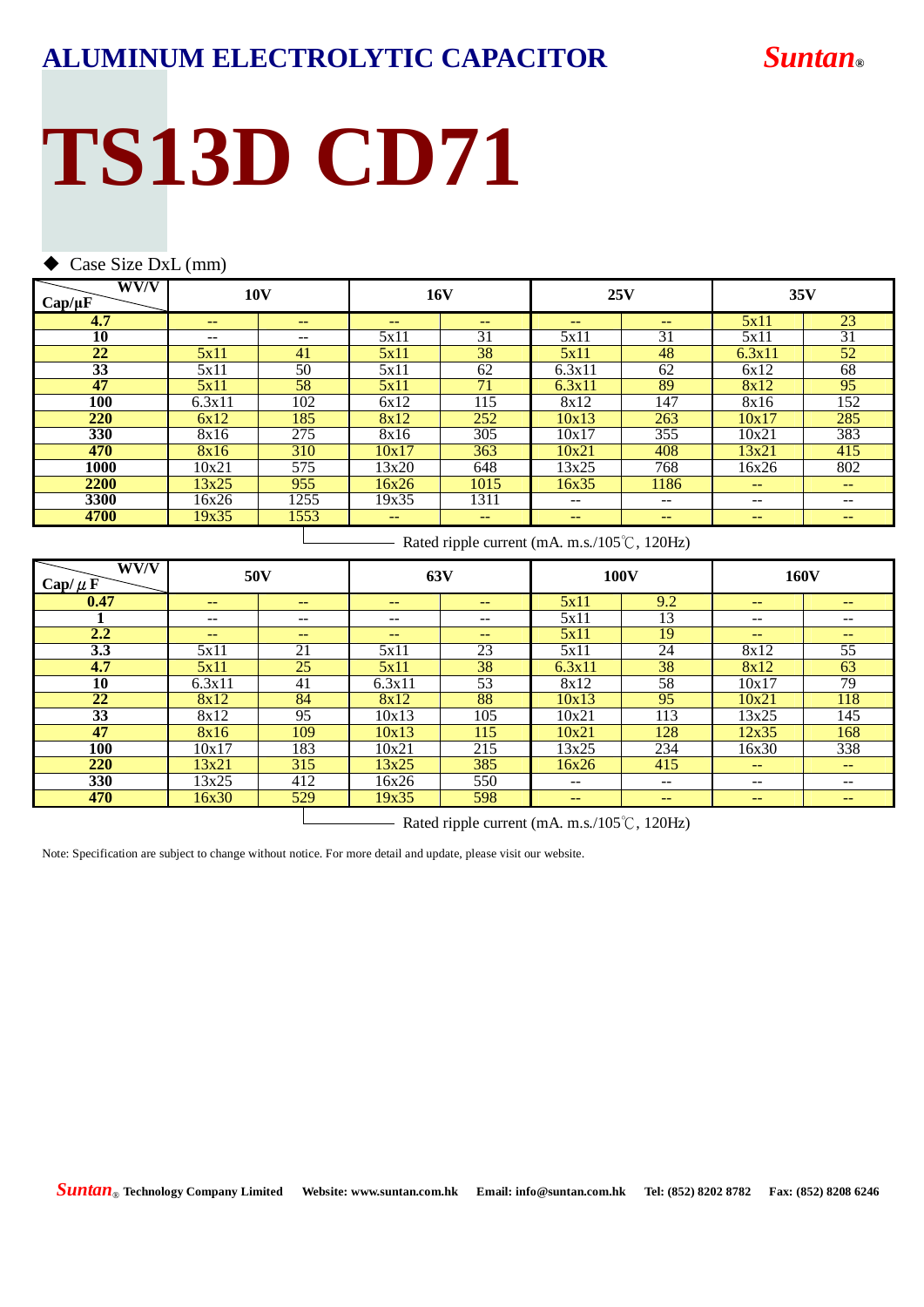# ALUMINUM ELECTROLYTIC CAPACITOR

Suntan®

# TS13D CD71

◆ Case Size DxL (mm)

| WV/V Cap/μF | 10V | | 16V | | 25V | | 35V | |
|---|---|---|---|---|---|---|---|---|
| 4.7 | -- | -- | -- | -- | -- | -- | 5x11 | 23 |
| 10 | -- | -- | 5x11 | 31 | 5x11 | 31 | 5x11 | 31 |
| 22 | 5x11 | 41 | 5x11 | 38 | 5x11 | 48 | 6.3x11 | 52 |
| 33 | 5x11 | 50 | 5x11 | 62 | 6.3x11 | 62 | 6x12 | 68 |
| 47 | 5x11 | 58 | 5x11 | 71 | 6.3x11 | 89 | 8x12 | 95 |
| 100 | 6.3x11 | 102 | 6x12 | 115 | 8x12 | 147 | 8x16 | 152 |
| 220 | 6x12 | 185 | 8x12 | 252 | 10x13 | 263 | 10x17 | 285 |
| 330 | 8x16 | 275 | 8x16 | 305 | 10x17 | 355 | 10x21 | 383 |
| 470 | 8x16 | 310 | 10x17 | 363 | 10x21 | 408 | 13x21 | 415 |
| 1000 | 10x21 | 575 | 13x20 | 648 | 13x25 | 768 | 16x26 | 802 |
| 2200 | 13x25 | 955 | 16x26 | 1015 | 16x35 | 1186 | -- | -- |
| 3300 | 16x26 | 1255 | 19x35 | 1311 | -- | -- | -- | -- |
| 4700 | 19x35 | 1553 | -- | -- | -- | -- | -- | -- |

Rated ripple current (mA. m.s./105℃, 120Hz)

| WV/V Cap/μF | 50V | | 63V | | 100V | | 160V | |
|---|---|---|---|---|---|---|---|---|
| 0.47 | -- | -- | -- | -- | 5x11 | 9.2 | -- | -- |
| 1 | -- | -- | -- | -- | 5x11 | 13 | -- | -- |
| 2.2 | -- | -- | -- | -- | 5x11 | 19 | -- | -- |
| 3.3 | 5x11 | 21 | 5x11 | 23 | 5x11 | 24 | 8x12 | 55 |
| 4.7 | 5x11 | 25 | 5x11 | 38 | 6.3x11 | 38 | 8x12 | 63 |
| 10 | 6.3x11 | 41 | 6.3x11 | 53 | 8x12 | 58 | 10x17 | 79 |
| 22 | 8x12 | 84 | 8x12 | 88 | 10x13 | 95 | 10x21 | 118 |
| 33 | 8x12 | 95 | 10x13 | 105 | 10x21 | 113 | 13x25 | 145 |
| 47 | 8x16 | 109 | 10x13 | 115 | 10x21 | 128 | 12x35 | 168 |
| 100 | 10x17 | 183 | 10x21 | 215 | 13x25 | 234 | 16x30 | 338 |
| 220 | 13x21 | 315 | 13x25 | 385 | 16x26 | 415 | -- | -- |
| 330 | 13x25 | 412 | 16x26 | 550 | -- | -- | -- | -- |
| 470 | 16x30 | 529 | 19x35 | 598 | -- | -- | -- | -- |

Rated ripple current (mA. m.s./105℃, 120Hz)

Note: Specification are subject to change without notice. For more detail and update, please visit our website.

Suntan® Technology Company Limited Website: www.suntan.com.hk Email: info@suntan.com.hk Tel: (852) 8202 8782 Fax: (852) 8208 6246